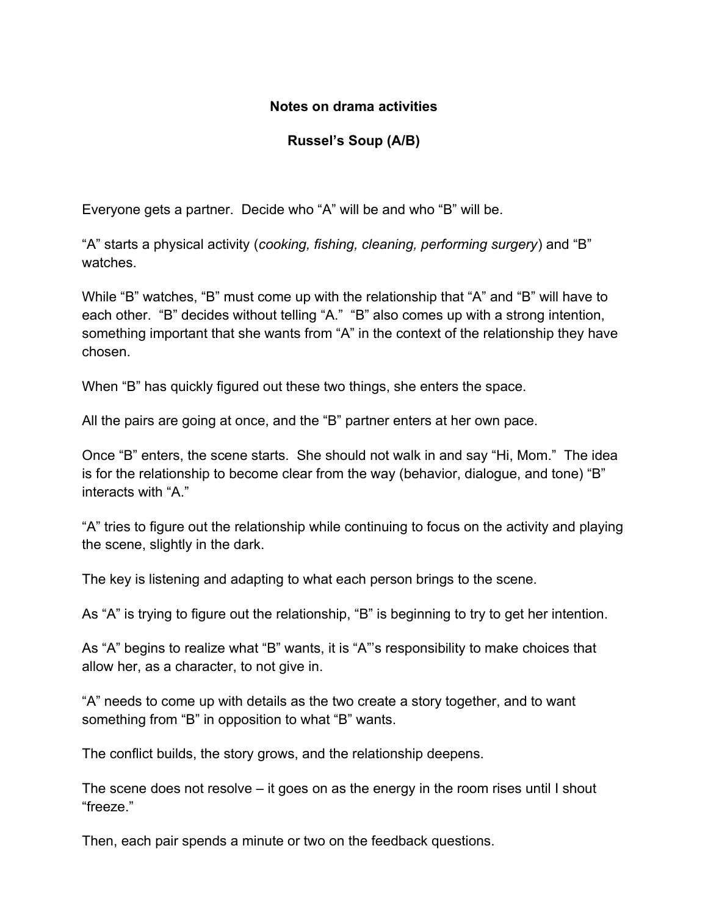**Notes on drama activities**

**Russel's Soup (A/B)**

Everyone gets a partner. Decide who "A" will be and who "B" will be.

"A" starts a physical activity (*cooking, fishing, cleaning, performing surgery*) and "B" watches.

While "B" watches, "B" must come up with the relationship that "A" and "B" will have to each other. "B" decides without telling "A." "B" also comes up with a strong intention, something important that she wants from "A" in the context of the relationship they have chosen.

When "B" has quickly figured out these two things, she enters the space.

All the pairs are going at once, and the "B" partner enters at her own pace.

Once "B" enters, the scene starts. She should not walk in and say "Hi, Mom." The idea is for the relationship to become clear from the way (behavior, dialogue, and tone) "B" interacts with "A."

"A" tries to figure out the relationship while continuing to focus on the activity and playing the scene, slightly in the dark.

The key is listening and adapting to what each person brings to the scene.

As "A" is trying to figure out the relationship, "B" is beginning to try to get her intention.

As "A" begins to realize what "B" wants, it is "A"'s responsibility to make choices that allow her, as a character, to not give in.

"A" needs to come up with details as the two create a story together, and to want something from "B" in opposition to what "B" wants.

The conflict builds, the story grows, and the relationship deepens.

The scene does not resolve – it goes on as the energy in the room rises until I shout "freeze."

Then, each pair spends a minute or two on the feedback questions.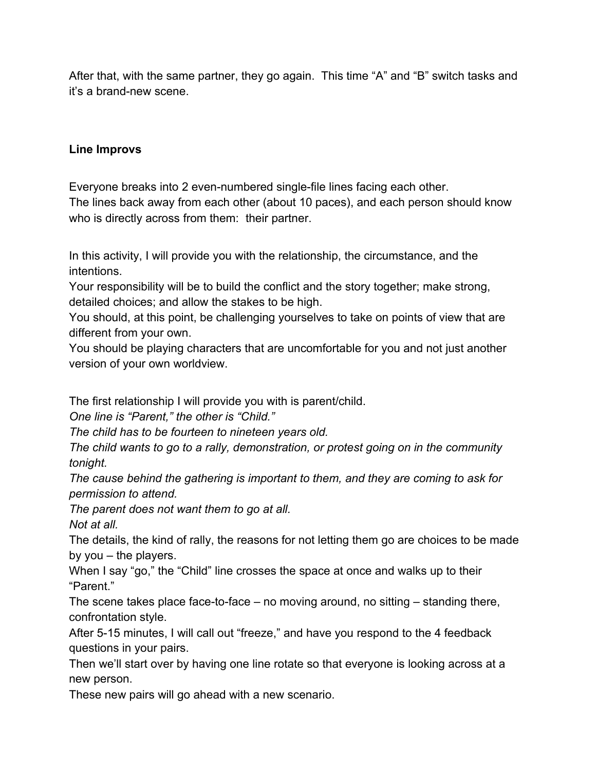After that, with the same partner, they go again. This time "A" and "B" switch tasks and it's a brand-new scene.

**Line Improvs**

Everyone breaks into 2 even-numbered single-file lines facing each other.
The lines back away from each other (about 10 paces), and each person should know who is directly across from them: their partner.

In this activity, I will provide you with the relationship, the circumstance, and the intentions.
Your responsibility will be to build the conflict and the story together; make strong, detailed choices; and allow the stakes to be high.
You should, at this point, be challenging yourselves to take on points of view that are different from your own.
You should be playing characters that are uncomfortable for you and not just another version of your own worldview.

The first relationship I will provide you with is parent/child.
*One line is "Parent," the other is "Child."*
*The child has to be fourteen to nineteen years old.*
*The child wants to go to a rally, demonstration, or protest going on in the community tonight.*
*The cause behind the gathering is important to them, and they are coming to ask for permission to attend.*
*The parent does not want them to go at all.*
*Not at all.*
The details, the kind of rally, the reasons for not letting them go are choices to be made by you – the players.
When I say "go," the "Child" line crosses the space at once and walks up to their "Parent."
The scene takes place face-to-face – no moving around, no sitting – standing there, confrontation style.
After 5-15 minutes, I will call out "freeze," and have you respond to the 4 feedback questions in your pairs.
Then we'll start over by having one line rotate so that everyone is looking across at a new person.
These new pairs will go ahead with a new scenario.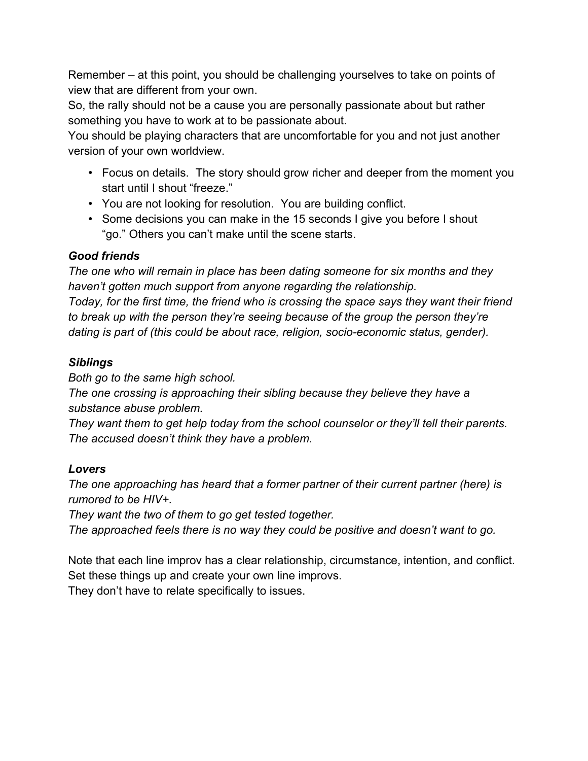Remember – at this point, you should be challenging yourselves to take on points of view that are different from your own.
So, the rally should not be a cause you are personally passionate about but rather something you have to work at to be passionate about.
You should be playing characters that are uncomfortable for you and not just another version of your own worldview.

- Focus on details. The story should grow richer and deeper from the moment you start until I shout "freeze."
- You are not looking for resolution. You are building conflict.
- Some decisions you can make in the 15 seconds I give you before I shout "go." Others you can't make until the scene starts.

***Good friends***

*The one who will remain in place has been dating someone for six months and they haven't gotten much support from anyone regarding the relationship.*
*Today, for the first time, the friend who is crossing the space says they want their friend to break up with the person they're seeing because of the group the person they're dating is part of (this could be about race, religion, socio-economic status, gender).*

***Siblings***

*Both go to the same high school.*
*The one crossing is approaching their sibling because they believe they have a substance abuse problem.*
*They want them to get help today from the school counselor or they'll tell their parents.*
*The accused doesn't think they have a problem.*

***Lovers***

*The one approaching has heard that a former partner of their current partner (here) is rumored to be HIV+.*
*They want the two of them to go get tested together.*
*The approached feels there is no way they could be positive and doesn't want to go.*

Note that each line improv has a clear relationship, circumstance, intention, and conflict.
Set these things up and create your own line improvs.
They don't have to relate specifically to issues.